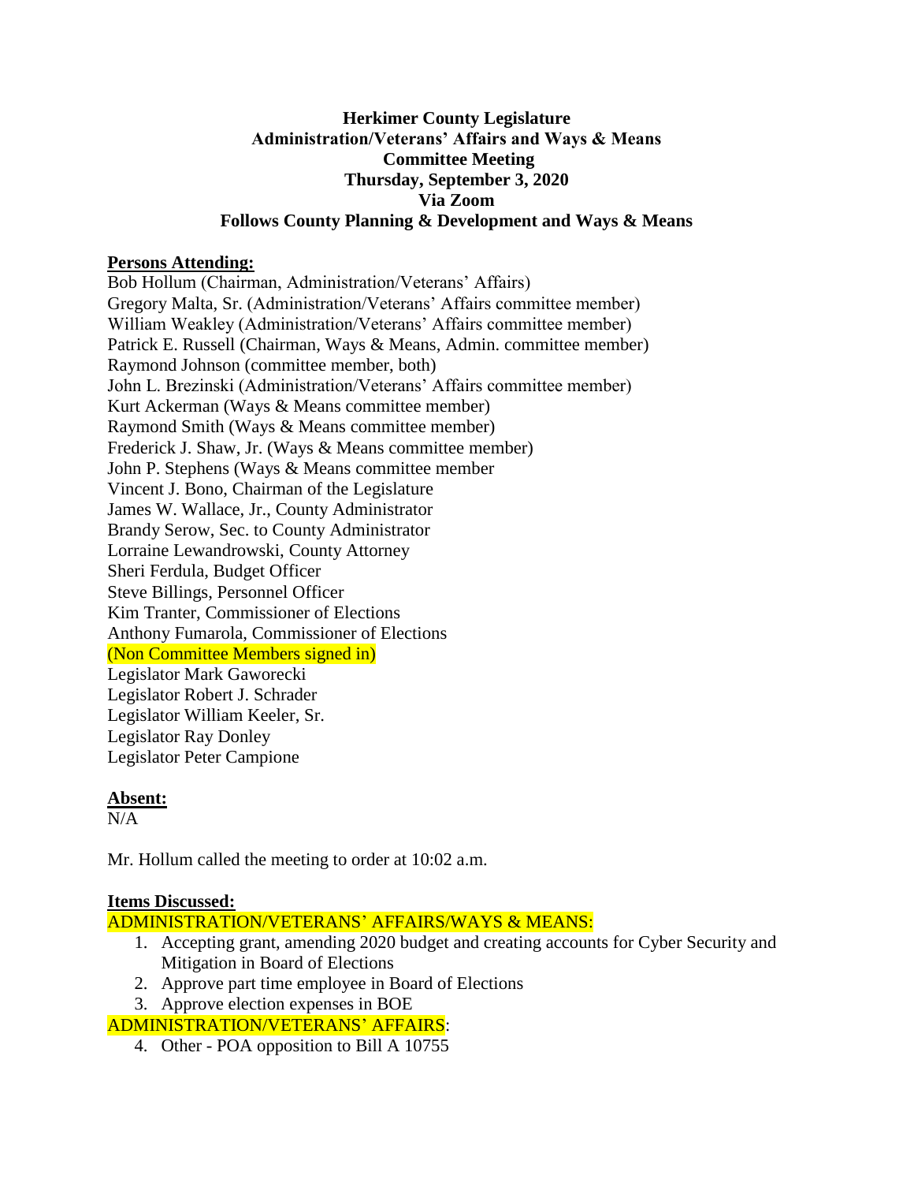# Herkimer County Legislature
## Administration/Veterans' Affairs and Ways & Means
## Committee Meeting
## Thursday, September 3, 2020
## Via Zoom
## Follows County Planning & Development and Ways & Means

**Persons Attending:**

Bob Hollum (Chairman, Administration/Veterans' Affairs)
Gregory Malta, Sr. (Administration/Veterans' Affairs committee member)
William Weakley (Administration/Veterans' Affairs committee member)
Patrick E. Russell (Chairman, Ways & Means, Admin. committee member)
Raymond Johnson (committee member, both)
John L. Brezinski (Administration/Veterans' Affairs committee member)
Kurt Ackerman (Ways & Means committee member)
Raymond Smith (Ways & Means committee member)
Frederick J. Shaw, Jr. (Ways & Means committee member)
John P. Stephens (Ways & Means committee member
Vincent J. Bono, Chairman of the Legislature
James W. Wallace, Jr., County Administrator
Brandy Serow, Sec. to County Administrator
Lorraine Lewandrowski, County Attorney
Sheri Ferdula, Budget Officer
Steve Billings, Personnel Officer
Kim Tranter, Commissioner of Elections
Anthony Fumarola, Commissioner of Elections
(Non Committee Members signed in)
Legislator Mark Gaworecki
Legislator Robert J. Schrader
Legislator William Keeler, Sr.
Legislator Ray Donley
Legislator Peter Campione

**Absent:**

N/A

Mr. Hollum called the meeting to order at 10:02 a.m.

**Items Discussed:**

ADMINISTRATION/VETERANS' AFFAIRS/WAYS & MEANS:

1. Accepting grant, amending 2020 budget and creating accounts for Cyber Security and Mitigation in Board of Elections
2. Approve part time employee in Board of Elections
3. Approve election expenses in BOE

ADMINISTRATION/VETERANS' AFFAIRS:

4. Other - POA opposition to Bill A 10755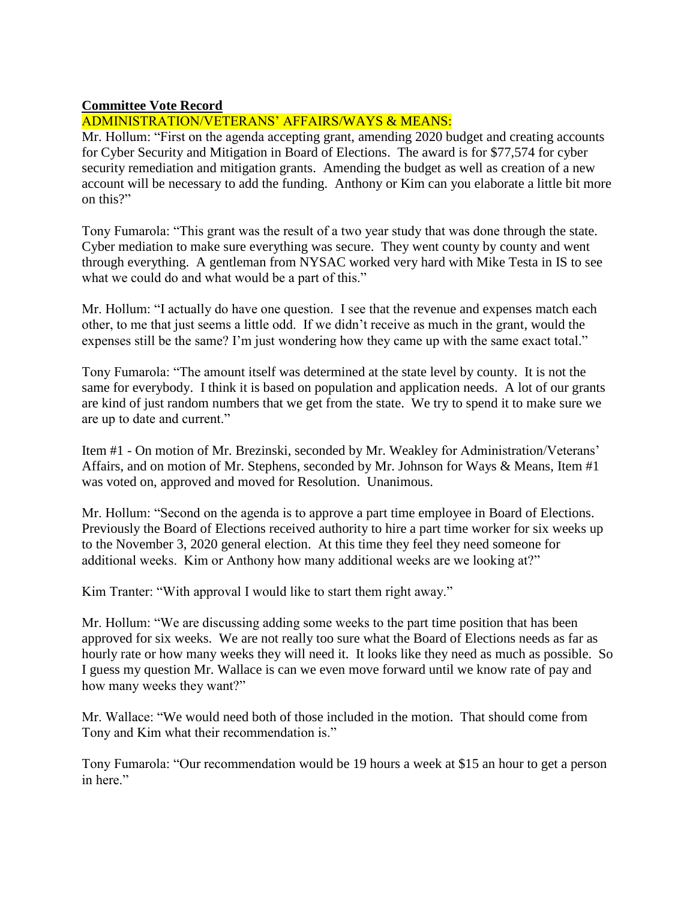**<u>Committee Vote Record</u>**

ADMINISTRATION/VETERANS' AFFAIRS/WAYS & MEANS:

Mr. Hollum: "First on the agenda accepting grant, amending 2020 budget and creating accounts for Cyber Security and Mitigation in Board of Elections. The award is for $77,574 for cyber security remediation and mitigation grants. Amending the budget as well as creation of a new account will be necessary to add the funding. Anthony or Kim can you elaborate a little bit more on this?"

Tony Fumarola: "This grant was the result of a two year study that was done through the state. Cyber mediation to make sure everything was secure. They went county by county and went through everything. A gentleman from NYSAC worked very hard with Mike Testa in IS to see what we could do and what would be a part of this."

Mr. Hollum: "I actually do have one question. I see that the revenue and expenses match each other, to me that just seems a little odd. If we didn't receive as much in the grant, would the expenses still be the same? I'm just wondering how they came up with the same exact total."

Tony Fumarola: "The amount itself was determined at the state level by county. It is not the same for everybody. I think it is based on population and application needs. A lot of our grants are kind of just random numbers that we get from the state. We try to spend it to make sure we are up to date and current."

Item #1 - On motion of Mr. Brezinski, seconded by Mr. Weakley for Administration/Veterans' Affairs, and on motion of Mr. Stephens, seconded by Mr. Johnson for Ways & Means, Item #1 was voted on, approved and moved for Resolution. Unanimous.

Mr. Hollum: "Second on the agenda is to approve a part time employee in Board of Elections. Previously the Board of Elections received authority to hire a part time worker for six weeks up to the November 3, 2020 general election. At this time they feel they need someone for additional weeks. Kim or Anthony how many additional weeks are we looking at?"

Kim Tranter: "With approval I would like to start them right away."

Mr. Hollum: "We are discussing adding some weeks to the part time position that has been approved for six weeks. We are not really too sure what the Board of Elections needs as far as hourly rate or how many weeks they will need it. It looks like they need as much as possible. So I guess my question Mr. Wallace is can we even move forward until we know rate of pay and how many weeks they want?"

Mr. Wallace: "We would need both of those included in the motion. That should come from Tony and Kim what their recommendation is."

Tony Fumarola: "Our recommendation would be 19 hours a week at $15 an hour to get a person in here."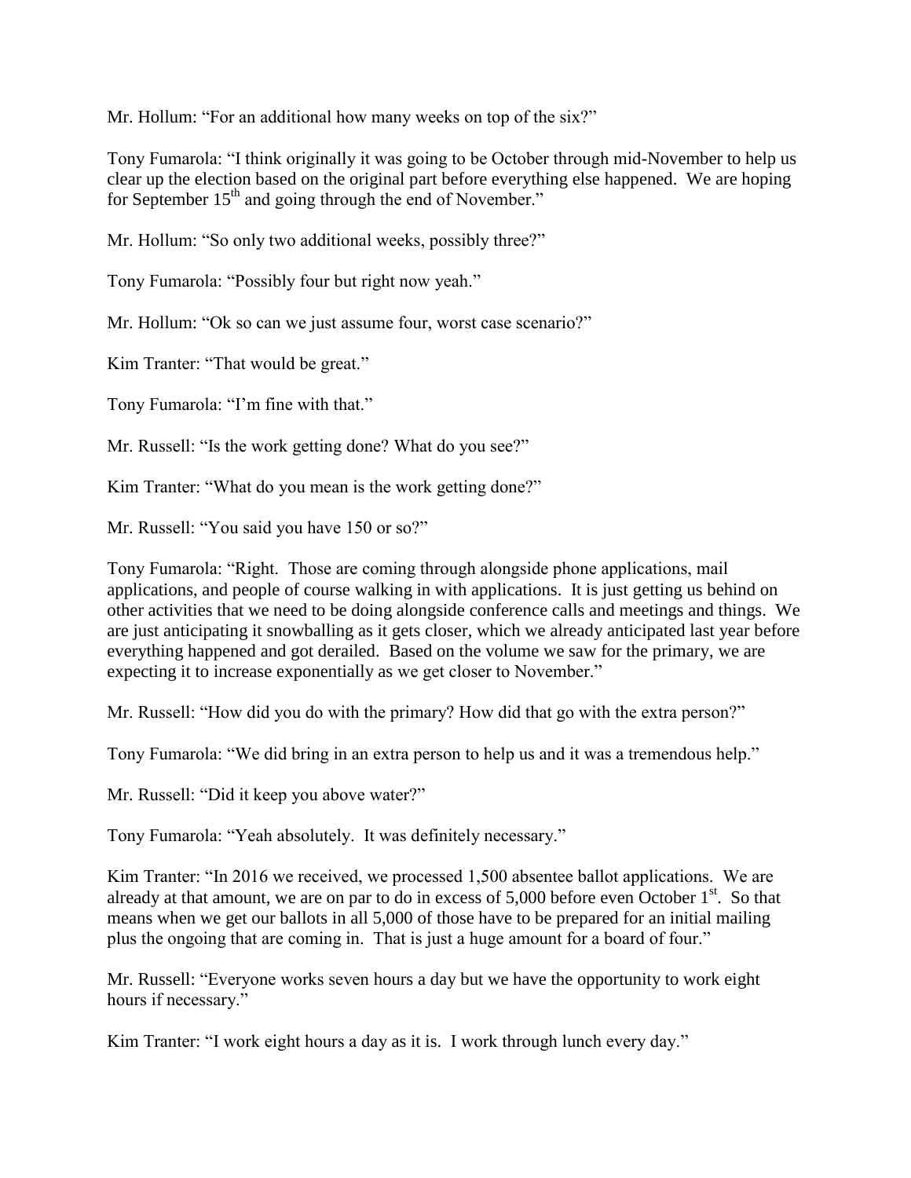Mr. Hollum: "For an additional how many weeks on top of the six?"

Tony Fumarola: "I think originally it was going to be October through mid-November to help us clear up the election based on the original part before everything else happened. We are hoping for September 15th and going through the end of November."

Mr. Hollum: "So only two additional weeks, possibly three?"

Tony Fumarola: "Possibly four but right now yeah."

Mr. Hollum: "Ok so can we just assume four, worst case scenario?"

Kim Tranter: "That would be great."

Tony Fumarola: "I'm fine with that."

Mr. Russell: "Is the work getting done? What do you see?"

Kim Tranter: "What do you mean is the work getting done?"

Mr. Russell: "You said you have 150 or so?"

Tony Fumarola: "Right. Those are coming through alongside phone applications, mail applications, and people of course walking in with applications. It is just getting us behind on other activities that we need to be doing alongside conference calls and meetings and things. We are just anticipating it snowballing as it gets closer, which we already anticipated last year before everything happened and got derailed. Based on the volume we saw for the primary, we are expecting it to increase exponentially as we get closer to November."

Mr. Russell: "How did you do with the primary? How did that go with the extra person?"

Tony Fumarola: "We did bring in an extra person to help us and it was a tremendous help."

Mr. Russell: "Did it keep you above water?"

Tony Fumarola: "Yeah absolutely. It was definitely necessary."

Kim Tranter: "In 2016 we received, we processed 1,500 absentee ballot applications. We are already at that amount, we are on par to do in excess of 5,000 before even October 1st. So that means when we get our ballots in all 5,000 of those have to be prepared for an initial mailing plus the ongoing that are coming in. That is just a huge amount for a board of four."

Mr. Russell: "Everyone works seven hours a day but we have the opportunity to work eight hours if necessary."

Kim Tranter: "I work eight hours a day as it is. I work through lunch every day."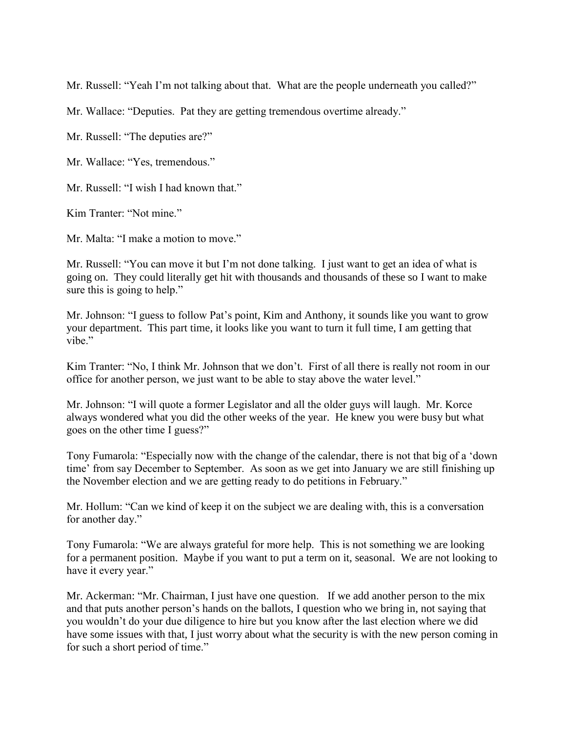Mr. Russell: "Yeah I'm not talking about that. What are the people underneath you called?"

Mr. Wallace: "Deputies. Pat they are getting tremendous overtime already."

Mr. Russell: "The deputies are?"

Mr. Wallace: "Yes, tremendous."

Mr. Russell: "I wish I had known that."

Kim Tranter: "Not mine."

Mr. Malta: "I make a motion to move."

Mr. Russell: "You can move it but I'm not done talking. I just want to get an idea of what is going on. They could literally get hit with thousands and thousands of these so I want to make sure this is going to help."

Mr. Johnson: "I guess to follow Pat's point, Kim and Anthony, it sounds like you want to grow your department. This part time, it looks like you want to turn it full time, I am getting that vibe."

Kim Tranter: "No, I think Mr. Johnson that we don't. First of all there is really not room in our office for another person, we just want to be able to stay above the water level."

Mr. Johnson: "I will quote a former Legislator and all the older guys will laugh. Mr. Korce always wondered what you did the other weeks of the year. He knew you were busy but what goes on the other time I guess?"

Tony Fumarola: "Especially now with the change of the calendar, there is not that big of a 'down time' from say December to September. As soon as we get into January we are still finishing up the November election and we are getting ready to do petitions in February."

Mr. Hollum: "Can we kind of keep it on the subject we are dealing with, this is a conversation for another day."

Tony Fumarola: "We are always grateful for more help. This is not something we are looking for a permanent position. Maybe if you want to put a term on it, seasonal. We are not looking to have it every year."

Mr. Ackerman: "Mr. Chairman, I just have one question. If we add another person to the mix and that puts another person's hands on the ballots, I question who we bring in, not saying that you wouldn't do your due diligence to hire but you know after the last election where we did have some issues with that, I just worry about what the security is with the new person coming in for such a short period of time."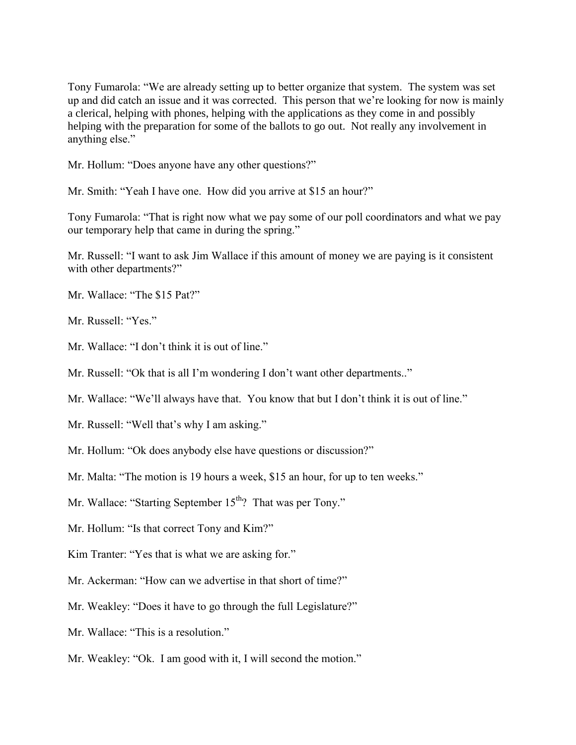Tony Fumarola: "We are already setting up to better organize that system. The system was set up and did catch an issue and it was corrected. This person that we're looking for now is mainly a clerical, helping with phones, helping with the applications as they come in and possibly helping with the preparation for some of the ballots to go out. Not really any involvement in anything else."

Mr. Hollum: "Does anyone have any other questions?"

Mr. Smith: "Yeah I have one. How did you arrive at $15 an hour?"

Tony Fumarola: "That is right now what we pay some of our poll coordinators and what we pay our temporary help that came in during the spring."

Mr. Russell: "I want to ask Jim Wallace if this amount of money we are paying is it consistent with other departments?"

Mr. Wallace: "The $15 Pat?"

Mr. Russell: "Yes."

Mr. Wallace: "I don't think it is out of line."

Mr. Russell: "Ok that is all I'm wondering I don't want other departments.."

Mr. Wallace: "We'll always have that. You know that but I don't think it is out of line."

Mr. Russell: "Well that's why I am asking."

Mr. Hollum: "Ok does anybody else have questions or discussion?"

Mr. Malta: "The motion is 19 hours a week, $15 an hour, for up to ten weeks."

Mr. Wallace: "Starting September 15th? That was per Tony."

Mr. Hollum: "Is that correct Tony and Kim?"

Kim Tranter: "Yes that is what we are asking for."

Mr. Ackerman: "How can we advertise in that short of time?"

Mr. Weakley: "Does it have to go through the full Legislature?"

Mr. Wallace: "This is a resolution."

Mr. Weakley: "Ok. I am good with it, I will second the motion."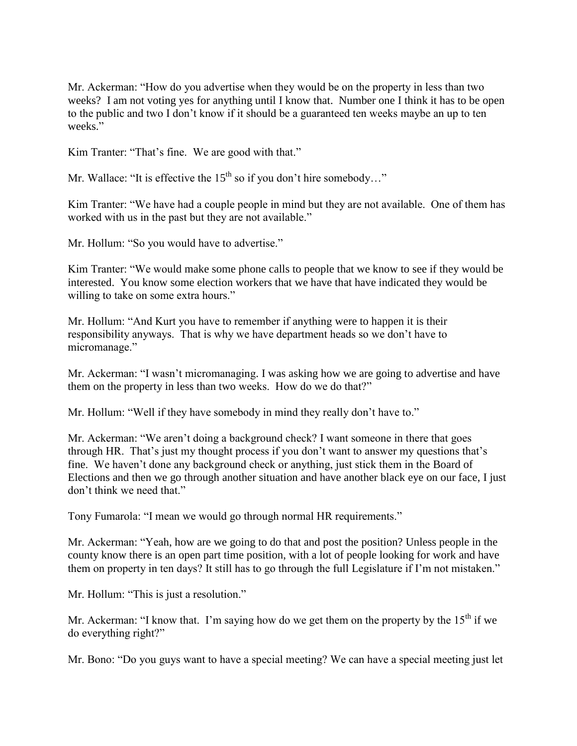Mr. Ackerman: "How do you advertise when they would be on the property in less than two weeks? I am not voting yes for anything until I know that. Number one I think it has to be open to the public and two I don't know if it should be a guaranteed ten weeks maybe an up to ten weeks."

Kim Tranter: "That's fine. We are good with that."

Mr. Wallace: "It is effective the 15th so if you don't hire somebody…"

Kim Tranter: "We have had a couple people in mind but they are not available. One of them has worked with us in the past but they are not available."

Mr. Hollum: "So you would have to advertise."

Kim Tranter: "We would make some phone calls to people that we know to see if they would be interested. You know some election workers that we have that have indicated they would be willing to take on some extra hours."

Mr. Hollum: "And Kurt you have to remember if anything were to happen it is their responsibility anyways. That is why we have department heads so we don't have to micromanage."

Mr. Ackerman: "I wasn't micromanaging. I was asking how we are going to advertise and have them on the property in less than two weeks. How do we do that?"

Mr. Hollum: "Well if they have somebody in mind they really don't have to."

Mr. Ackerman: "We aren't doing a background check? I want someone in there that goes through HR. That's just my thought process if you don't want to answer my questions that's fine. We haven't done any background check or anything, just stick them in the Board of Elections and then we go through another situation and have another black eye on our face, I just don't think we need that."

Tony Fumarola: "I mean we would go through normal HR requirements."

Mr. Ackerman: "Yeah, how are we going to do that and post the position? Unless people in the county know there is an open part time position, with a lot of people looking for work and have them on property in ten days? It still has to go through the full Legislature if I'm not mistaken."

Mr. Hollum: "This is just a resolution."

Mr. Ackerman: "I know that. I'm saying how do we get them on the property by the 15th if we do everything right?"

Mr. Bono: "Do you guys want to have a special meeting? We can have a special meeting just let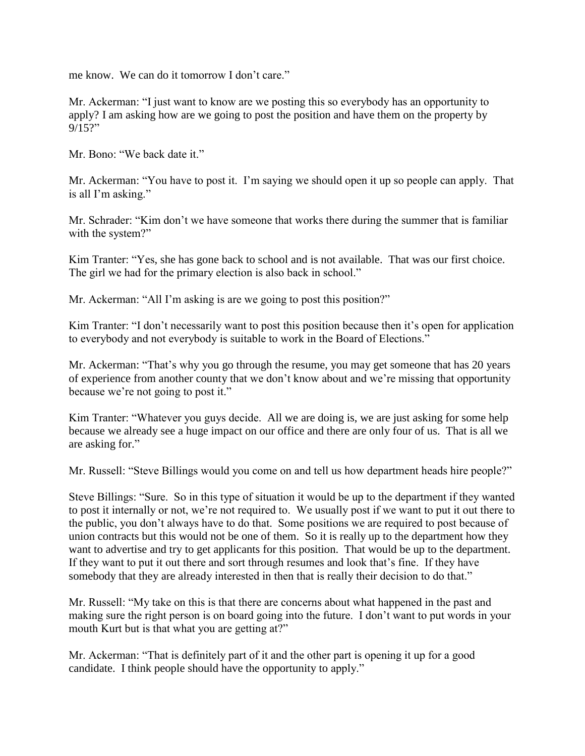me know. We can do it tomorrow I don't care."

Mr. Ackerman: "I just want to know are we posting this so everybody has an opportunity to apply? I am asking how are we going to post the position and have them on the property by 9/15?"

Mr. Bono: "We back date it."

Mr. Ackerman: "You have to post it. I'm saying we should open it up so people can apply. That is all I'm asking."

Mr. Schrader: "Kim don't we have someone that works there during the summer that is familiar with the system?"

Kim Tranter: "Yes, she has gone back to school and is not available. That was our first choice. The girl we had for the primary election is also back in school."

Mr. Ackerman: "All I'm asking is are we going to post this position?"

Kim Tranter: "I don't necessarily want to post this position because then it's open for application to everybody and not everybody is suitable to work in the Board of Elections."

Mr. Ackerman: "That's why you go through the resume, you may get someone that has 20 years of experience from another county that we don't know about and we're missing that opportunity because we're not going to post it."

Kim Tranter: "Whatever you guys decide. All we are doing is, we are just asking for some help because we already see a huge impact on our office and there are only four of us. That is all we are asking for."

Mr. Russell: "Steve Billings would you come on and tell us how department heads hire people?"

Steve Billings: "Sure. So in this type of situation it would be up to the department if they wanted to post it internally or not, we're not required to. We usually post if we want to put it out there to the public, you don't always have to do that. Some positions we are required to post because of union contracts but this would not be one of them. So it is really up to the department how they want to advertise and try to get applicants for this position. That would be up to the department. If they want to put it out there and sort through resumes and look that's fine. If they have somebody that they are already interested in then that is really their decision to do that."

Mr. Russell: "My take on this is that there are concerns about what happened in the past and making sure the right person is on board going into the future. I don't want to put words in your mouth Kurt but is that what you are getting at?"

Mr. Ackerman: "That is definitely part of it and the other part is opening it up for a good candidate. I think people should have the opportunity to apply."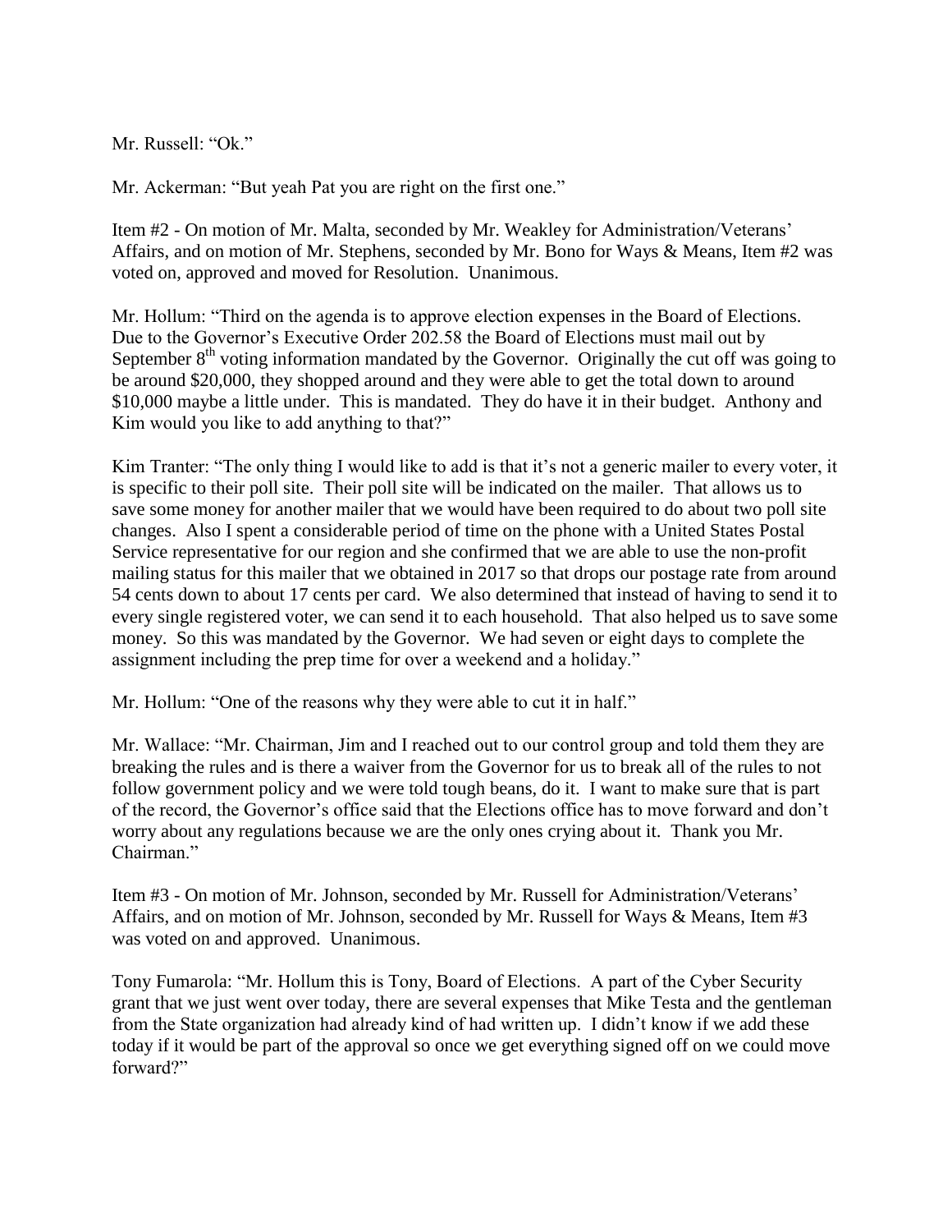Mr. Russell: "Ok."

Mr. Ackerman: "But yeah Pat you are right on the first one."

Item #2 - On motion of Mr. Malta, seconded by Mr. Weakley for Administration/Veterans' Affairs, and on motion of Mr. Stephens, seconded by Mr. Bono for Ways & Means, Item #2 was voted on, approved and moved for Resolution. Unanimous.

Mr. Hollum: "Third on the agenda is to approve election expenses in the Board of Elections. Due to the Governor's Executive Order 202.58 the Board of Elections must mail out by September 8th voting information mandated by the Governor. Originally the cut off was going to be around $20,000, they shopped around and they were able to get the total down to around $10,000 maybe a little under. This is mandated. They do have it in their budget. Anthony and Kim would you like to add anything to that?"

Kim Tranter: "The only thing I would like to add is that it's not a generic mailer to every voter, it is specific to their poll site. Their poll site will be indicated on the mailer. That allows us to save some money for another mailer that we would have been required to do about two poll site changes. Also I spent a considerable period of time on the phone with a United States Postal Service representative for our region and she confirmed that we are able to use the non-profit mailing status for this mailer that we obtained in 2017 so that drops our postage rate from around 54 cents down to about 17 cents per card. We also determined that instead of having to send it to every single registered voter, we can send it to each household. That also helped us to save some money. So this was mandated by the Governor. We had seven or eight days to complete the assignment including the prep time for over a weekend and a holiday."

Mr. Hollum: "One of the reasons why they were able to cut it in half."

Mr. Wallace: "Mr. Chairman, Jim and I reached out to our control group and told them they are breaking the rules and is there a waiver from the Governor for us to break all of the rules to not follow government policy and we were told tough beans, do it. I want to make sure that is part of the record, the Governor's office said that the Elections office has to move forward and don't worry about any regulations because we are the only ones crying about it. Thank you Mr. Chairman."

Item #3 - On motion of Mr. Johnson, seconded by Mr. Russell for Administration/Veterans' Affairs, and on motion of Mr. Johnson, seconded by Mr. Russell for Ways & Means, Item #3 was voted on and approved. Unanimous.

Tony Fumarola: "Mr. Hollum this is Tony, Board of Elections. A part of the Cyber Security grant that we just went over today, there are several expenses that Mike Testa and the gentleman from the State organization had already kind of had written up. I didn't know if we add these today if it would be part of the approval so once we get everything signed off on we could move forward?"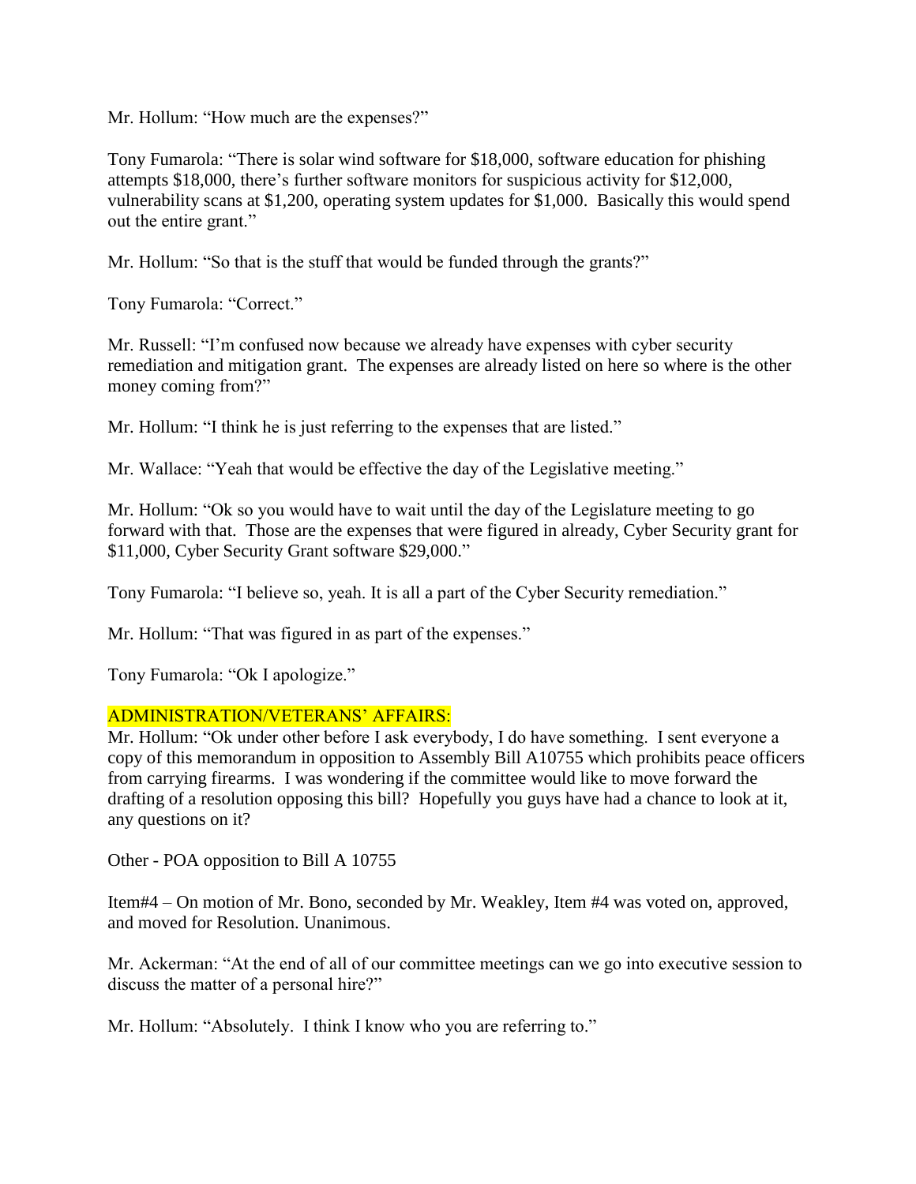Mr. Hollum: "How much are the expenses?"

Tony Fumarola: "There is solar wind software for $18,000, software education for phishing attempts $18,000, there's further software monitors for suspicious activity for $12,000, vulnerability scans at $1,200, operating system updates for $1,000. Basically this would spend out the entire grant."

Mr. Hollum: "So that is the stuff that would be funded through the grants?"

Tony Fumarola: "Correct."

Mr. Russell: "I'm confused now because we already have expenses with cyber security remediation and mitigation grant. The expenses are already listed on here so where is the other money coming from?"

Mr. Hollum: "I think he is just referring to the expenses that are listed."

Mr. Wallace: "Yeah that would be effective the day of the Legislative meeting."

Mr. Hollum: "Ok so you would have to wait until the day of the Legislature meeting to go forward with that. Those are the expenses that were figured in already, Cyber Security grant for $11,000, Cyber Security Grant software $29,000."

Tony Fumarola: "I believe so, yeah. It is all a part of the Cyber Security remediation."

Mr. Hollum: "That was figured in as part of the expenses."

Tony Fumarola: "Ok I apologize."

ADMINISTRATION/VETERANS' AFFAIRS:

Mr. Hollum: "Ok under other before I ask everybody, I do have something. I sent everyone a copy of this memorandum in opposition to Assembly Bill A10755 which prohibits peace officers from carrying firearms. I was wondering if the committee would like to move forward the drafting of a resolution opposing this bill? Hopefully you guys have had a chance to look at it, any questions on it?

Other - POA opposition to Bill A 10755

Item#4 – On motion of Mr. Bono, seconded by Mr. Weakley, Item #4 was voted on, approved, and moved for Resolution. Unanimous.

Mr. Ackerman: "At the end of all of our committee meetings can we go into executive session to discuss the matter of a personal hire?"

Mr. Hollum: "Absolutely. I think I know who you are referring to."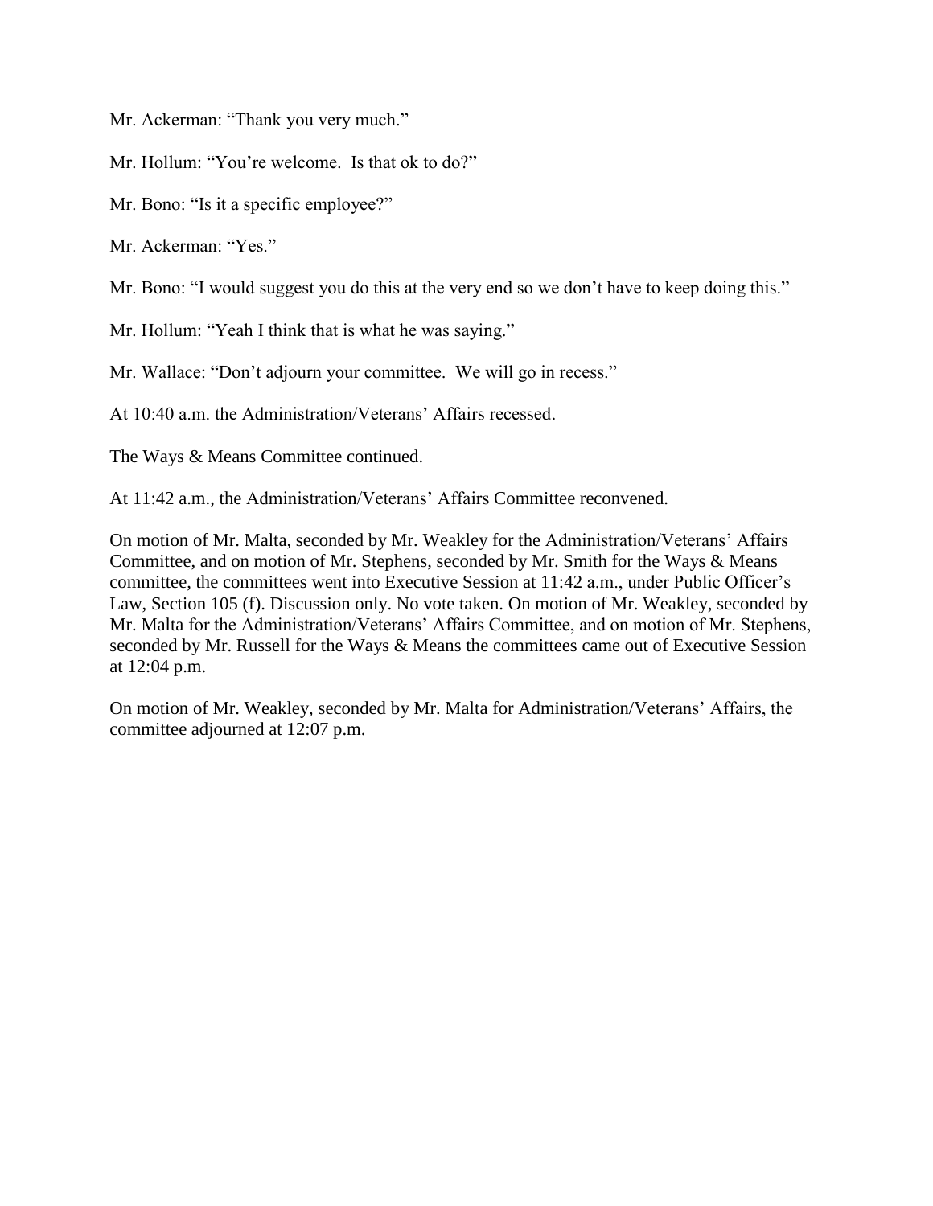Mr. Ackerman: “Thank you very much.”

Mr. Hollum: “You’re welcome. Is that ok to do?”

Mr. Bono: “Is it a specific employee?”

Mr. Ackerman: “Yes.”

Mr. Bono: “I would suggest you do this at the very end so we don’t have to keep doing this.”

Mr. Hollum: “Yeah I think that is what he was saying.”

Mr. Wallace: “Don’t adjourn your committee. We will go in recess.”

At 10:40 a.m. the Administration/Veterans’ Affairs recessed.

The Ways & Means Committee continued.

At 11:42 a.m., the Administration/Veterans’ Affairs Committee reconvened.

On motion of Mr. Malta, seconded by Mr. Weakley for the Administration/Veterans’ Affairs Committee, and on motion of Mr. Stephens, seconded by Mr. Smith for the Ways & Means committee, the committees went into Executive Session at 11:42 a.m., under Public Officer’s Law, Section 105 (f). Discussion only. No vote taken. On motion of Mr. Weakley, seconded by Mr. Malta for the Administration/Veterans’ Affairs Committee, and on motion of Mr. Stephens, seconded by Mr. Russell for the Ways & Means the committees came out of Executive Session at 12:04 p.m.

On motion of Mr. Weakley, seconded by Mr. Malta for Administration/Veterans’ Affairs, the committee adjourned at 12:07 p.m.